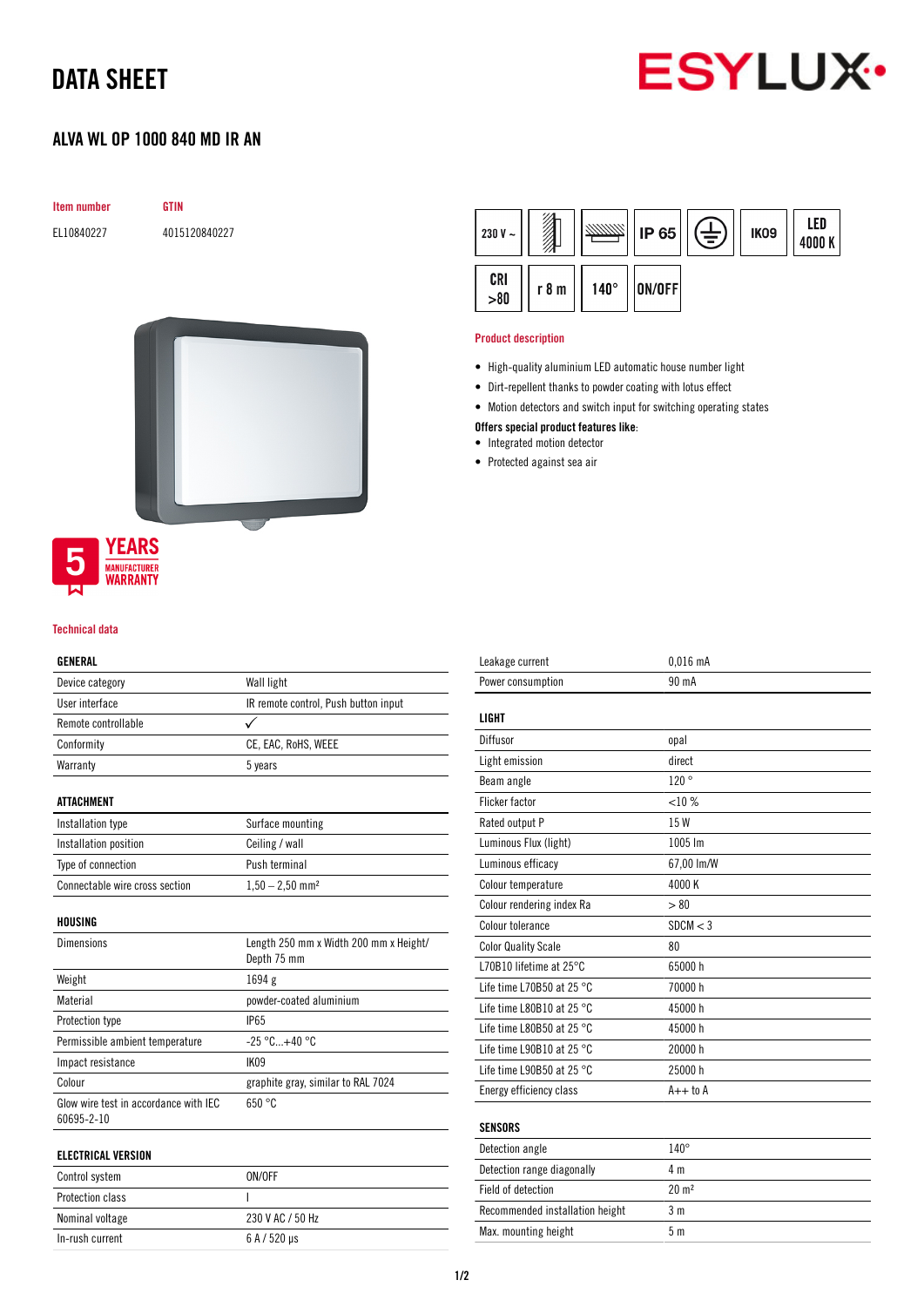# DATA SHEET

ESYLUX

## ALVA WL OP 1000 840 MD IR AN

| Item number | GTIN |
|---|---|
| EL10840227 | 4015120840227 |

230 V ~ | IP 65 | IK09 | LED 4000 K | CRI >80 | r 8 m | 140° | ON/OFF

5 YEARS MANUFACTURER WARRANTY

### Product description

- High-quality aluminium LED automatic house number light
- Dirt-repellent thanks to powder coating with lotus effect
- Motion detectors and switch input for switching operating states

**Offers special product features like:**

- Integrated motion detector
- Protected against sea air

### Technical data

| GENERAL | |
|---|---|
| Device category | Wall light |
| User interface | IR remote control, Push button input |
| Remote controllable | ✓ |
| Conformity | CE, EAC, RoHS, WEEE |
| Warranty | 5 years |

| ATTACHMENT | |
|---|---|
| Installation type | Surface mounting |
| Installation position | Ceiling / wall |
| Type of connection | Push terminal |
| Connectable wire cross section | 1,50 – 2,50 mm² |

| HOUSING | |
|---|---|
| Dimensions | Length 250 mm x Width 200 mm x Height/ Depth 75 mm |
| Weight | 1694 g |
| Material | powder-coated aluminium |
| Protection type | IP65 |
| Permissible ambient temperature | -25 °C...+40 °C |
| Impact resistance | IK09 |
| Colour | graphite gray, similar to RAL 7024 |
| Glow wire test in accordance with IEC 60695-2-10 | 650 °C |

| ELECTRICAL VERSION | |
|---|---|
| Control system | ON/OFF |
| Protection class | I |
| Nominal voltage | 230 V AC / 50 Hz |
| In-rush current | 6 A / 520 µs |
| Leakage current | 0,016 mA |
| Power consumption | 90 mA |

| LIGHT | |
|---|---|
| Diffusor | opal |
| Light emission | direct |
| Beam angle | 120 ° |
| Flicker factor | <10 % |
| Rated output P | 15 W |
| Luminous Flux (light) | 1005 lm |
| Luminous efficacy | 67,00 lm/W |
| Colour temperature | 4000 K |
| Colour rendering index Ra | > 80 |
| Colour tolerance | SDCM < 3 |
| Color Quality Scale | 80 |
| L70B10 lifetime at 25°C | 65000 h |
| Life time L70B50 at 25 °C | 70000 h |
| Life time L80B10 at 25 °C | 45000 h |
| Life time L80B50 at 25 °C | 45000 h |
| Life time L90B10 at 25 °C | 20000 h |
| Life time L90B50 at 25 °C | 25000 h |
| Energy efficiency class | A++ to A |

| SENSORS | |
|---|---|
| Detection angle | 140° |
| Detection range diagonally | 4 m |
| Field of detection | 20 m² |
| Recommended installation height | 3 m |
| Max. mounting height | 5 m |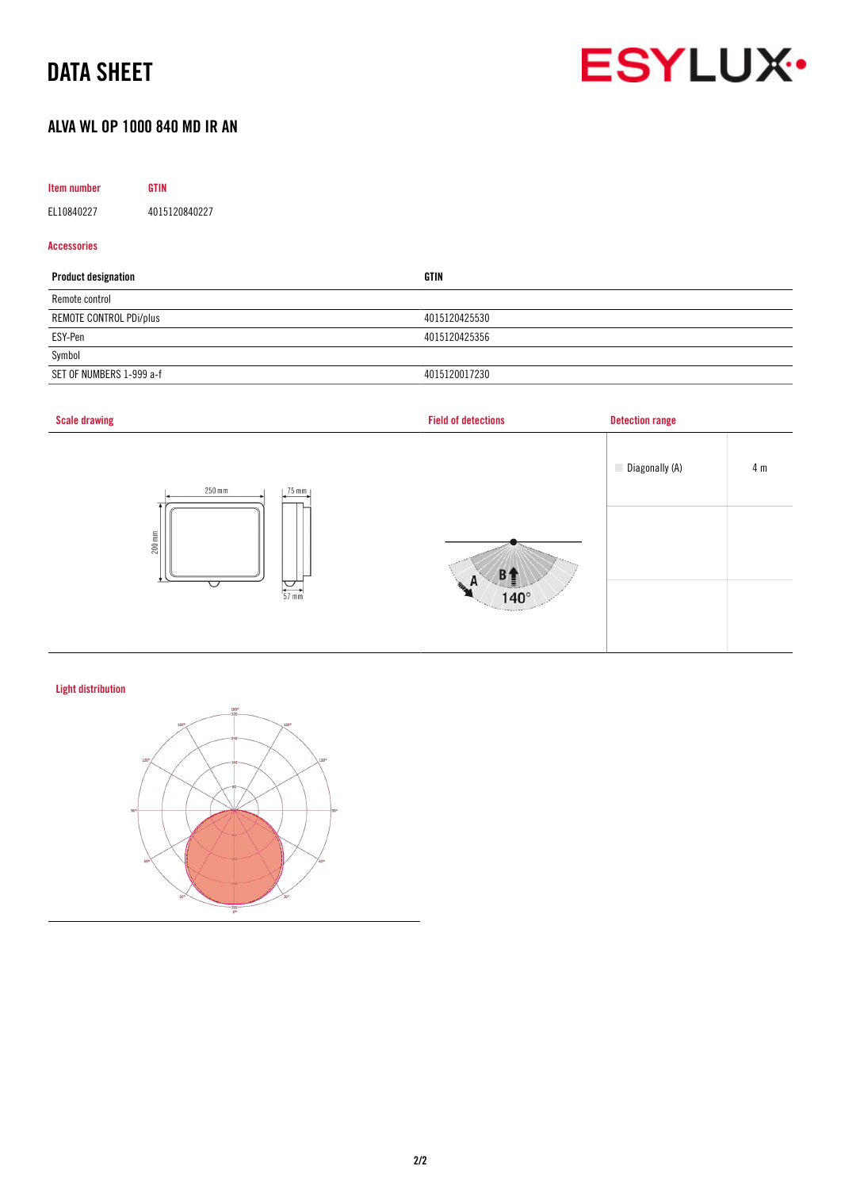# DATA SHEET

## ALVA WL OP 1000 840 MD IR AN

| Item number | GTIN |
|---|---|
| EL10840227 | 4015120840227 |

### Accessories

| Product designation | GTIN |
|---|---|
| Remote control | |
| REMOTE CONTROL PDi/plus | 4015120425530 |
| ESY-Pen | 4015120425356 |
| Symbol | |
| SET OF NUMBERS 1-999 a-f | 4015120017230 |

### Scale drawing

250 mm
75 mm
200 mm
57 mm

### Field of detections

A
B
140°

### Detection range

| | |
|---|---|
| Diagonally (A) | 4 m |

### Light distribution